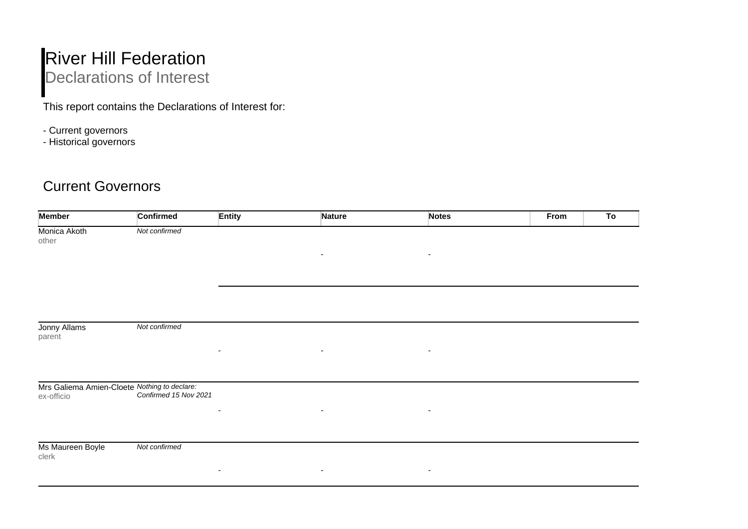# River Hill Federation

## Declarations of Interest

This report contains the Declarations of Interest for:

- Current governors
- Historical governors

## Current Governors

| Member | Confirmed | Entity | Nature | Notes | From | To |
|---|---|---|---|---|---|---|
| Monica Akoth<br>other | *Not confirmed* | | - | - | | |
| Jonny Allams<br>parent | *Not confirmed* | - | - | - | | |
| Mrs Galiema Amien-Cloete<br>ex-officio | *Nothing to declare: Confirmed 15 Nov 2021* | - | - | - | | |
| Ms Maureen Boyle<br>clerk | *Not confirmed* | - | - | - | | |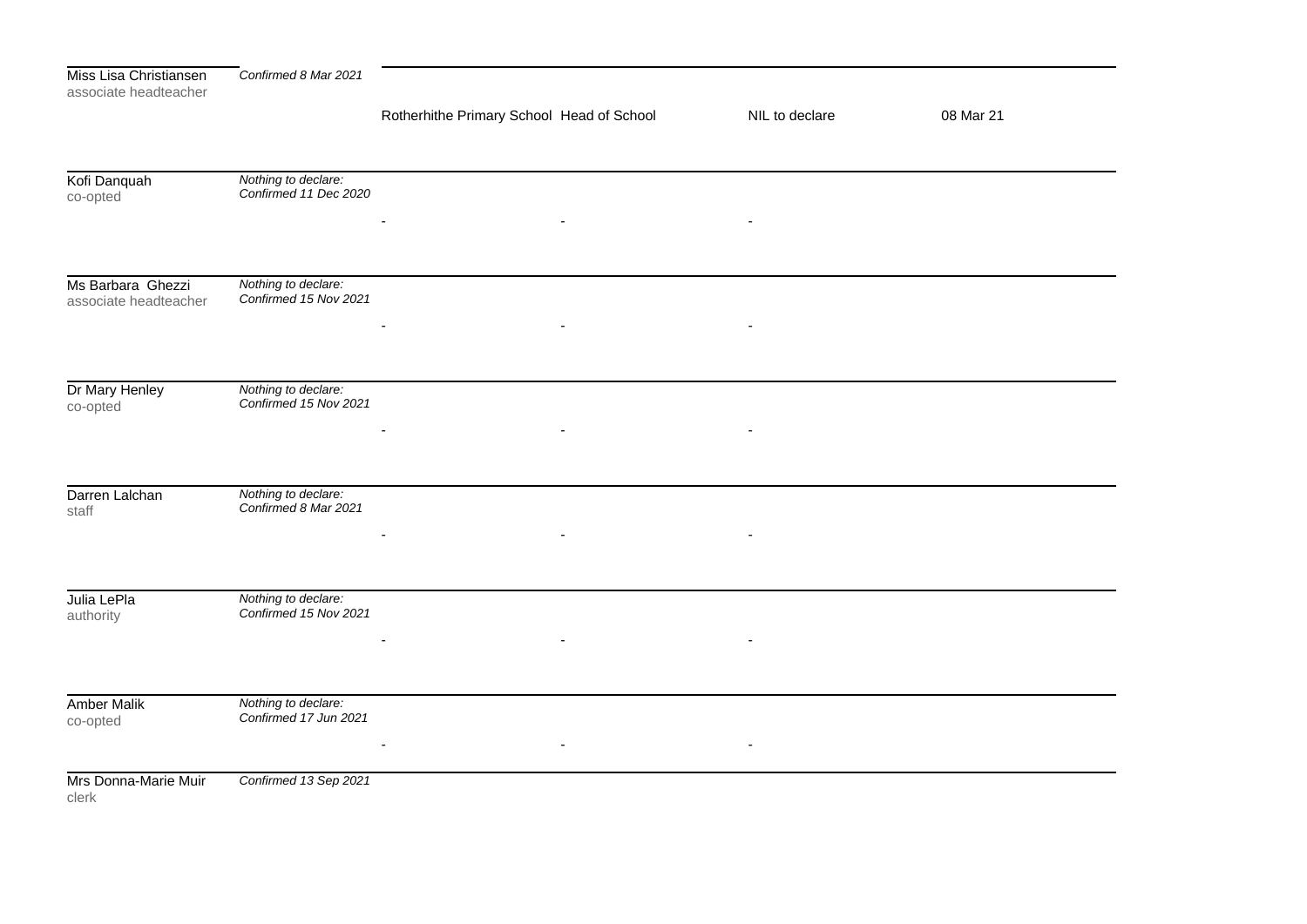| | | | | | |
|---|---|---|---|---|---|
| Miss Lisa Christiansen<br>associate headteacher | *Confirmed 8 Mar 2021* | Rotherhithe Primary School | Head of School | NIL to declare | 08 Mar 21 |
| Kofi Danquah<br>co-opted | *Nothing to declare:*<br>*Confirmed 11 Dec 2020* | - | - | - | |
| Ms Barbara Ghezzi<br>associate headteacher | *Nothing to declare:*<br>*Confirmed 15 Nov 2021* | - | - | - | |
| Dr Mary Henley<br>co-opted | *Nothing to declare:*<br>*Confirmed 15 Nov 2021* | - | - | - | |
| Darren Lalchan<br>staff | *Nothing to declare:*<br>*Confirmed 8 Mar 2021* | - | - | - | |
| Julia LePla<br>authority | *Nothing to declare:*<br>*Confirmed 15 Nov 2021* | - | - | - | |
| Amber Malik<br>co-opted | *Nothing to declare:*<br>*Confirmed 17 Jun 2021* | - | - | - | |
| Mrs Donna-Marie Muir<br>clerk | *Confirmed 13 Sep 2021* | | | | |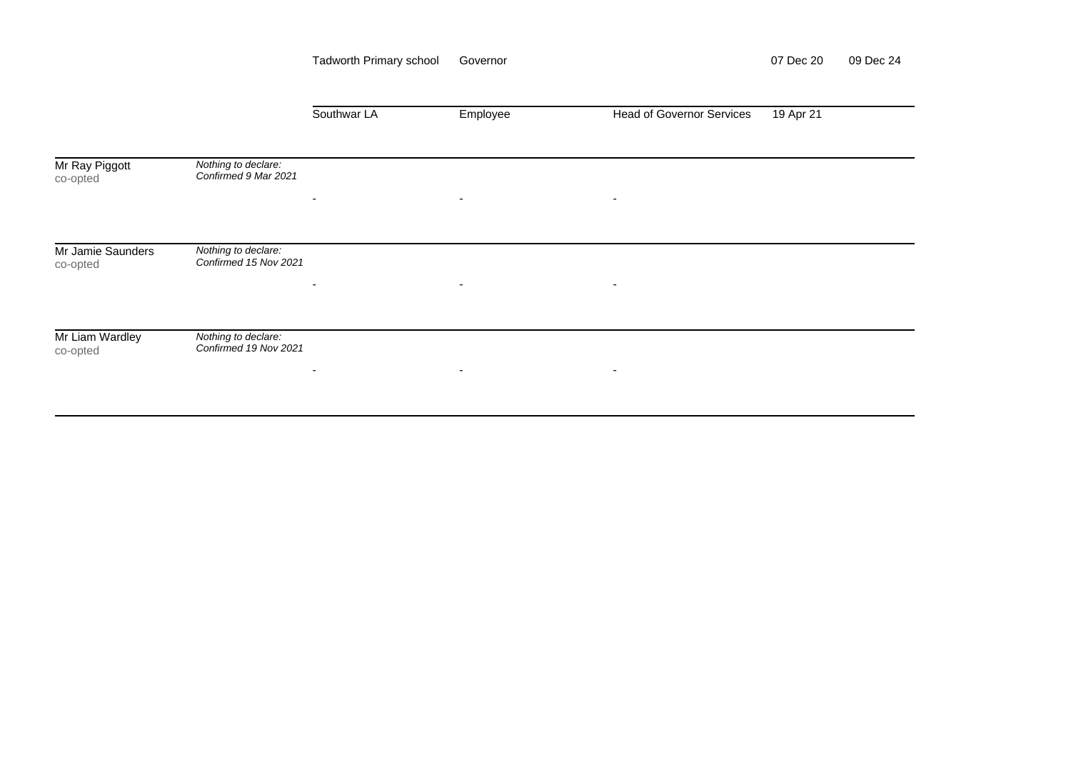| | | | | | | |
|---|---|---|---|---|---|---|
| | | Tadworth Primary school | Governor | | 07 Dec 20 | 09 Dec 24 |
| | | Southwar LA | Employee | Head of Governor Services | 19 Apr 21 | |
| Mr Ray Piggott<br>co-opted | *Nothing to declare: Confirmed 9 Mar 2021* | - | - | - | | |
| Mr Jamie Saunders<br>co-opted | *Nothing to declare: Confirmed 15 Nov 2021* | - | - | - | | |
| Mr Liam Wardley<br>co-opted | *Nothing to declare: Confirmed 19 Nov 2021* | - | - | - | | |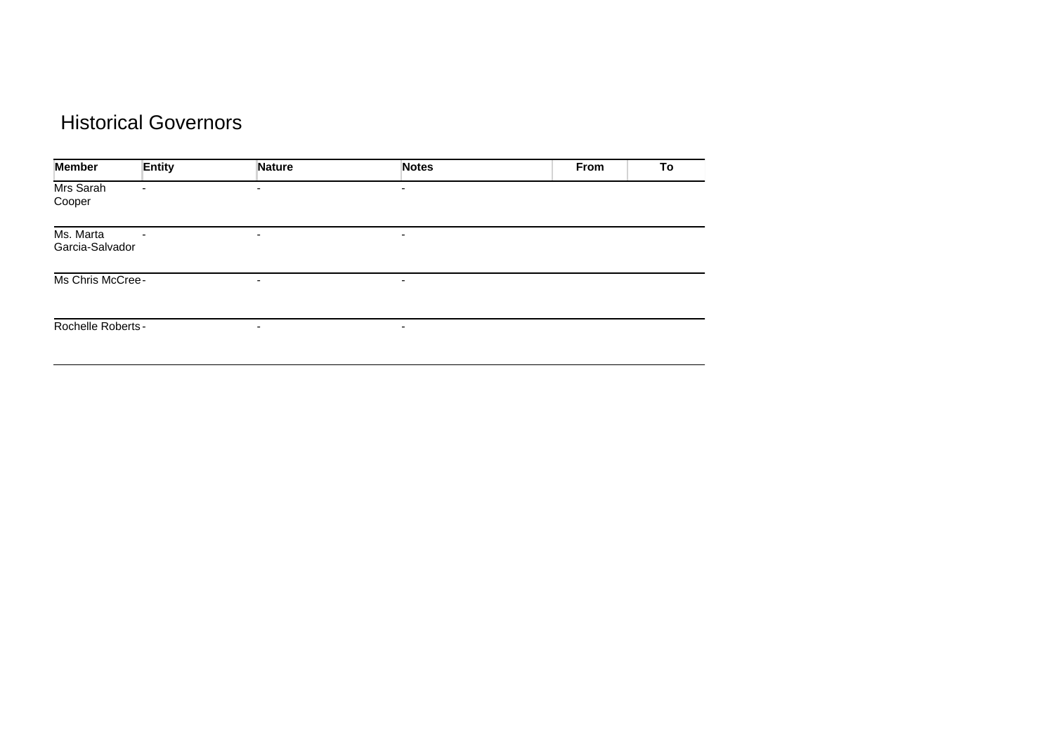# Historical Governors

| Member | Entity | Nature | Notes | From | To |
| --- | --- | --- | --- | --- | --- |
| Mrs Sarah Cooper | - | - | - | | |
| Ms. Marta Garcia-Salvador | - | - | - | | |
| Ms Chris McCree | - | - | - | | |
| Rochelle Roberts | - | - | - | | |